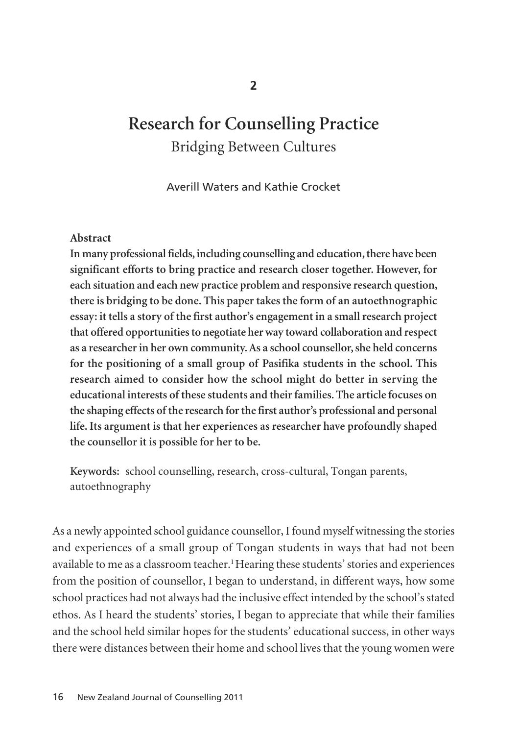2

# Research for Counselling Practice

## Bridging Between Cultures

Averill Waters and Kathie Crocket

**Abstract**

**In many professional fields, including counselling and education, there have been significant efforts to bring practice and research closer together. However, for each situation and each new practice problem and responsive research question, there is bridging to be done. This paper takes the form of an autoethnographic essay: it tells a story of the first author's engagement in a small research project that offered opportunities to negotiate her way toward collaboration and respect as a researcher in her own community. As a school counsellor, she held concerns for the positioning of a small group of Pasifika students in the school. This research aimed to consider how the school might do better in serving the educational interests of these students and their families. The article focuses on the shaping effects of the research for the first author's professional and personal life. Its argument is that her experiences as researcher have profoundly shaped the counsellor it is possible for her to be.**

**Keywords:** school counselling, research, cross-cultural, Tongan parents, autoethnography

As a newly appointed school guidance counsellor, I found myself witnessing the stories and experiences of a small group of Tongan students in ways that had not been available to me as a classroom teacher.[1] Hearing these students' stories and experiences from the position of counsellor, I began to understand, in different ways, how some school practices had not always had the inclusive effect intended by the school's stated ethos. As I heard the students' stories, I began to appreciate that while their families and the school held similar hopes for the students' educational success, in other ways there were distances between their home and school lives that the young women were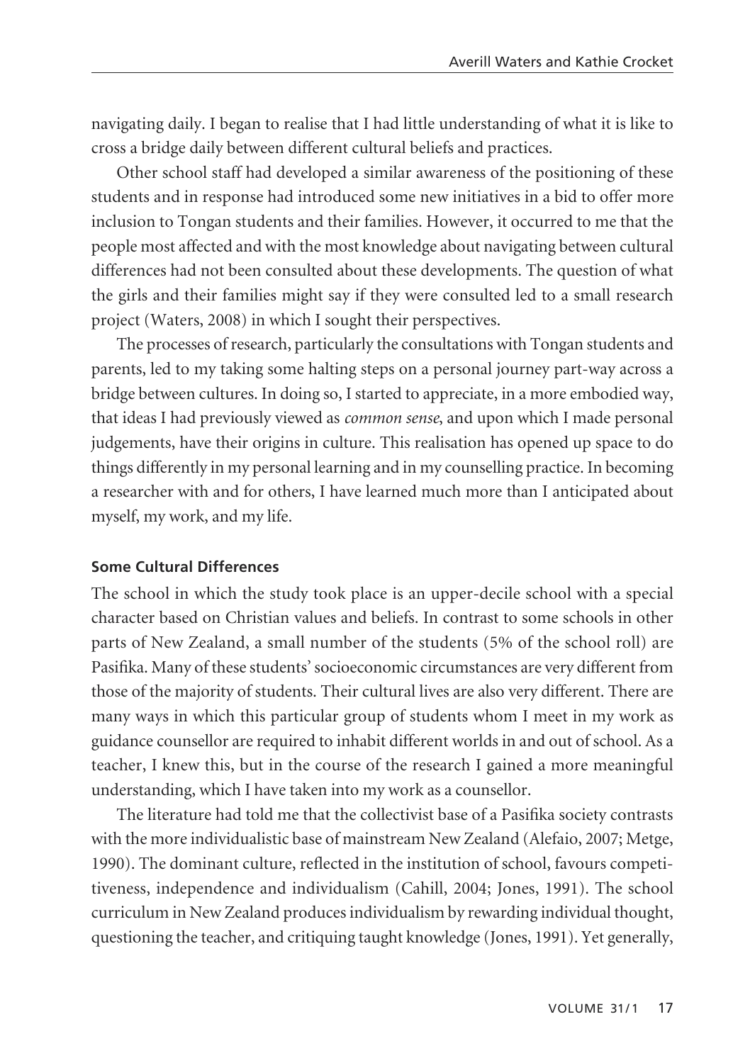navigating daily. I began to realise that I had little understanding of what it is like to cross a bridge daily between different cultural beliefs and practices.

Other school staff had developed a similar awareness of the positioning of these students and in response had introduced some new initiatives in a bid to offer more inclusion to Tongan students and their families. However, it occurred to me that the people most affected and with the most knowledge about navigating between cultural differences had not been consulted about these developments. The question of what the girls and their families might say if they were consulted led to a small research project (Waters, 2008) in which I sought their perspectives.

The processes of research, particularly the consultations with Tongan students and parents, led to my taking some halting steps on a personal journey part-way across a bridge between cultures. In doing so, I started to appreciate, in a more embodied way, that ideas I had previously viewed as *common sense*, and upon which I made personal judgements, have their origins in culture. This realisation has opened up space to do things differently in my personal learning and in my counselling practice. In becoming a researcher with and for others, I have learned much more than I anticipated about myself, my work, and my life.

**Some Cultural Differences**

The school in which the study took place is an upper-decile school with a special character based on Christian values and beliefs. In contrast to some schools in other parts of New Zealand, a small number of the students (5% of the school roll) are Pasifika. Many of these students' socioeconomic circumstances are very different from those of the majority of students. Their cultural lives are also very different. There are many ways in which this particular group of students whom I meet in my work as guidance counsellor are required to inhabit different worlds in and out of school. As a teacher, I knew this, but in the course of the research I gained a more meaningful understanding, which I have taken into my work as a counsellor.

The literature had told me that the collectivist base of a Pasifika society contrasts with the more individualistic base of mainstream New Zealand (Alefaio, 2007; Metge, 1990). The dominant culture, reflected in the institution of school, favours competitiveness, independence and individualism (Cahill, 2004; Jones, 1991). The school curriculum in New Zealand produces individualism by rewarding individual thought, questioning the teacher, and critiquing taught knowledge (Jones, 1991). Yet generally,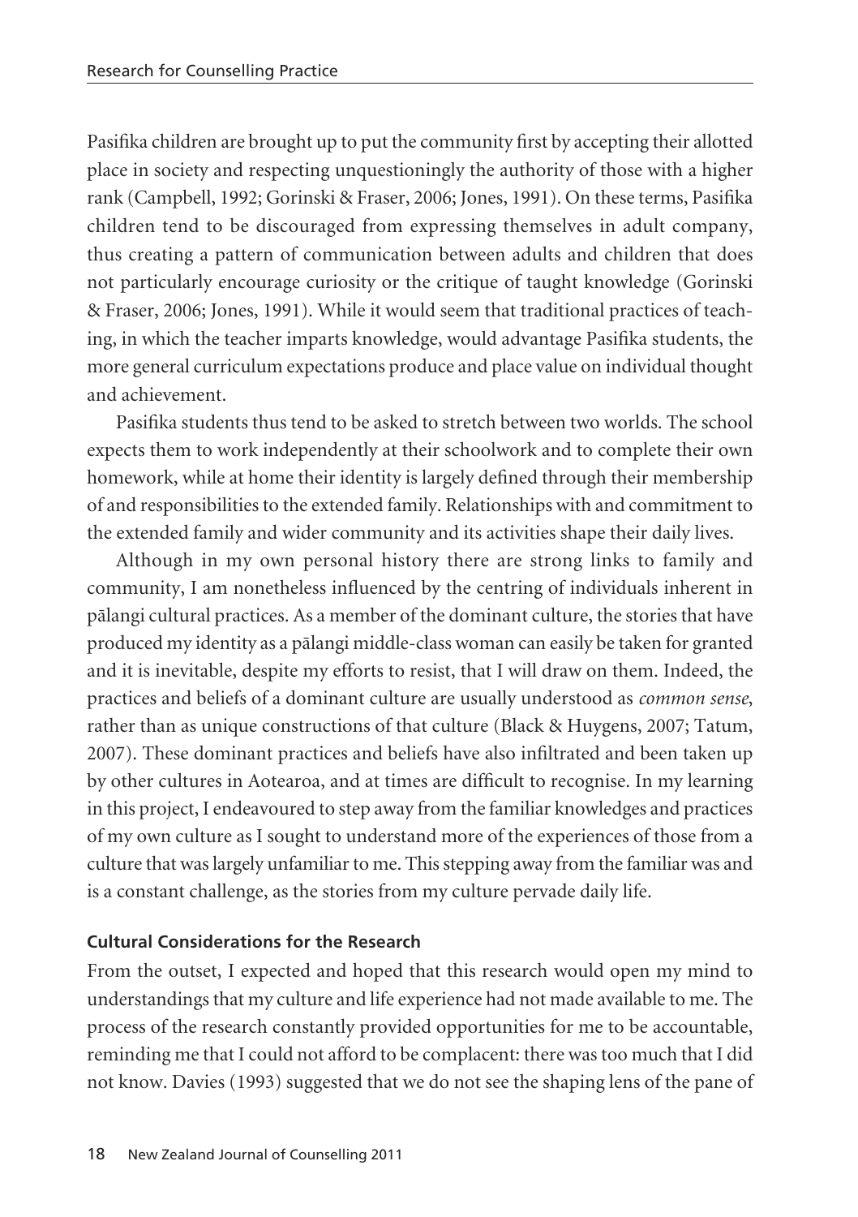Pasifika children are brought up to put the community first by accepting their allotted place in society and respecting unquestioningly the authority of those with a higher rank (Campbell, 1992; Gorinski & Fraser, 2006; Jones, 1991). On these terms, Pasifika children tend to be discouraged from expressing themselves in adult company, thus creating a pattern of communication between adults and children that does not particularly encourage curiosity or the critique of taught knowledge (Gorinski & Fraser, 2006; Jones, 1991). While it would seem that traditional practices of teaching, in which the teacher imparts knowledge, would advantage Pasifika students, the more general curriculum expectations produce and place value on individual thought and achievement.

Pasifika students thus tend to be asked to stretch between two worlds. The school expects them to work independently at their schoolwork and to complete their own homework, while at home their identity is largely defined through their membership of and responsibilities to the extended family. Relationships with and commitment to the extended family and wider community and its activities shape their daily lives.

Although in my own personal history there are strong links to family and community, I am nonetheless influenced by the centring of individuals inherent in pālangi cultural practices. As a member of the dominant culture, the stories that have produced my identity as a pālangi middle-class woman can easily be taken for granted and it is inevitable, despite my efforts to resist, that I will draw on them. Indeed, the practices and beliefs of a dominant culture are usually understood as *common sense*, rather than as unique constructions of that culture (Black & Huygens, 2007; Tatum, 2007). These dominant practices and beliefs have also infiltrated and been taken up by other cultures in Aotearoa, and at times are difficult to recognise. In my learning in this project, I endeavoured to step away from the familiar knowledges and practices of my own culture as I sought to understand more of the experiences of those from a culture that was largely unfamiliar to me. This stepping away from the familiar was and is a constant challenge, as the stories from my culture pervade daily life.

### Cultural Considerations for the Research

From the outset, I expected and hoped that this research would open my mind to understandings that my culture and life experience had not made available to me. The process of the research constantly provided opportunities for me to be accountable, reminding me that I could not afford to be complacent: there was too much that I did not know. Davies (1993) suggested that we do not see the shaping lens of the pane of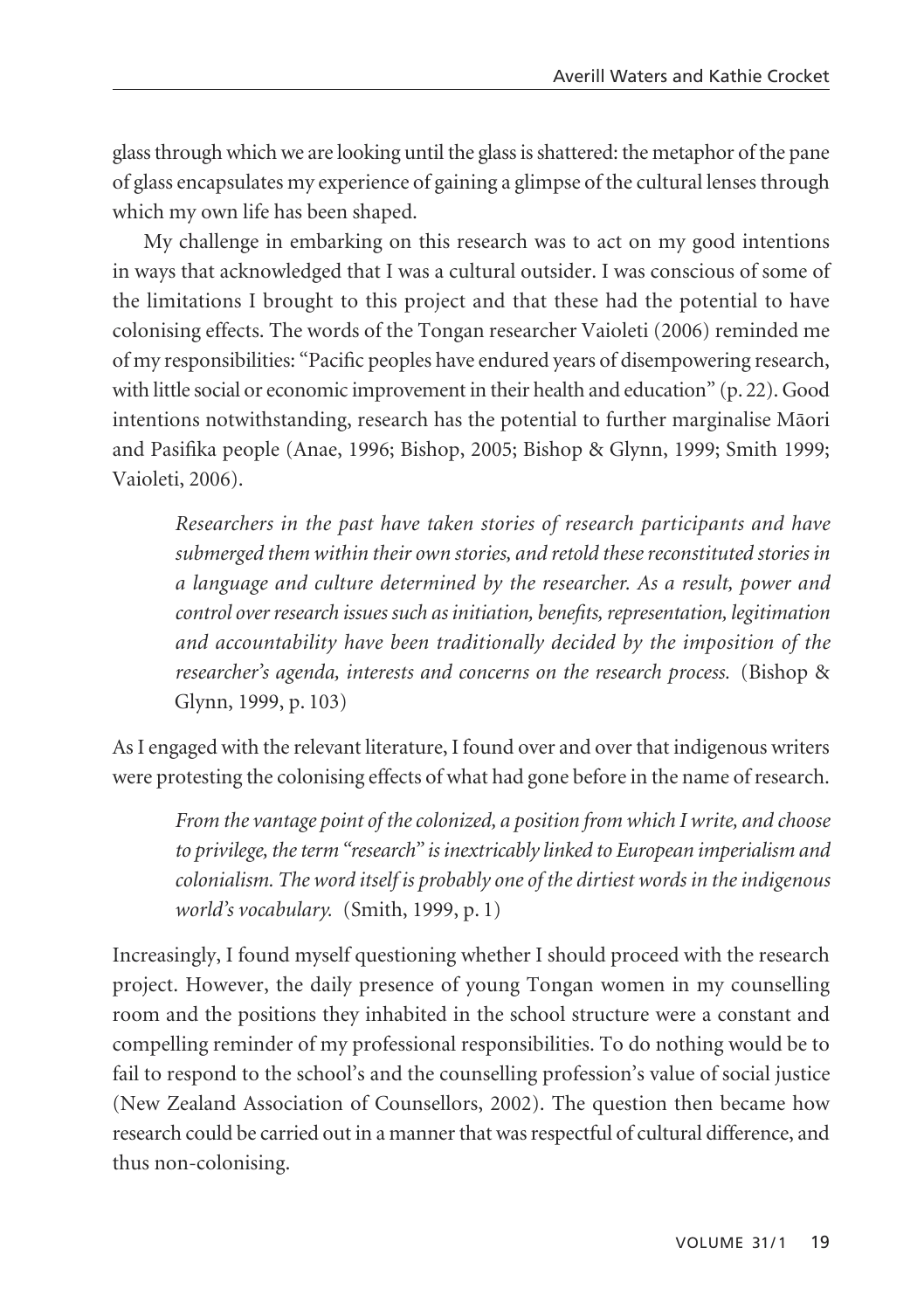glass through which we are looking until the glass is shattered: the metaphor of the pane of glass encapsulates my experience of gaining a glimpse of the cultural lenses through which my own life has been shaped.

My challenge in embarking on this research was to act on my good intentions in ways that acknowledged that I was a cultural outsider. I was conscious of some of the limitations I brought to this project and that these had the potential to have colonising effects. The words of the Tongan researcher Vaioleti (2006) reminded me of my responsibilities: "Pacific peoples have endured years of disempowering research, with little social or economic improvement in their health and education" (p. 22). Good intentions notwithstanding, research has the potential to further marginalise Māori and Pasifika people (Anae, 1996; Bishop, 2005; Bishop & Glynn, 1999; Smith 1999; Vaioleti, 2006).

> *Researchers in the past have taken stories of research participants and have submerged them within their own stories, and retold these reconstituted stories in a language and culture determined by the researcher. As a result, power and control over research issues such as initiation, benefits, representation, legitimation and accountability have been traditionally decided by the imposition of the researcher's agenda, interests and concerns on the research process.* (Bishop & Glynn, 1999, p. 103)

As I engaged with the relevant literature, I found over and over that indigenous writers were protesting the colonising effects of what had gone before in the name of research.

> *From the vantage point of the colonized, a position from which I write, and choose to privilege, the term "research" is inextricably linked to European imperialism and colonialism. The word itself is probably one of the dirtiest words in the indigenous world's vocabulary.* (Smith, 1999, p. 1)

Increasingly, I found myself questioning whether I should proceed with the research project. However, the daily presence of young Tongan women in my counselling room and the positions they inhabited in the school structure were a constant and compelling reminder of my professional responsibilities. To do nothing would be to fail to respond to the school's and the counselling profession's value of social justice (New Zealand Association of Counsellors, 2002). The question then became how research could be carried out in a manner that was respectful of cultural difference, and thus non-colonising.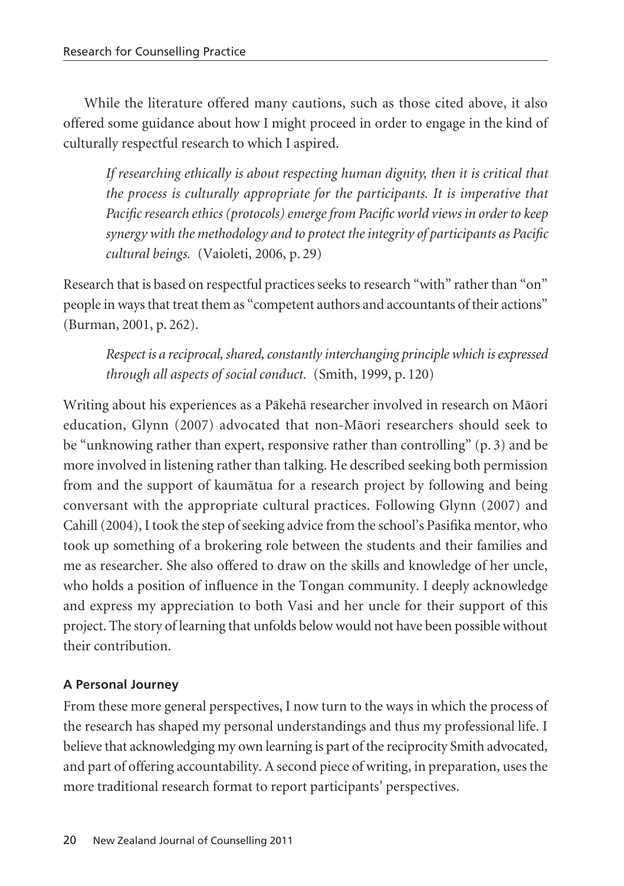While the literature offered many cautions, such as those cited above, it also offered some guidance about how I might proceed in order to engage in the kind of culturally respectful research to which I aspired.

> *If researching ethically is about respecting human dignity, then it is critical that the process is culturally appropriate for the participants. It is imperative that Pacific research ethics (protocols) emerge from Pacific world views in order to keep synergy with the methodology and to protect the integrity of participants as Pacific cultural beings.* (Vaioleti, 2006, p. 29)

Research that is based on respectful practices seeks to research "with" rather than "on" people in ways that treat them as "competent authors and accountants of their actions" (Burman, 2001, p. 262).

> *Respect is a reciprocal, shared, constantly interchanging principle which is expressed through all aspects of social conduct.* (Smith, 1999, p. 120)

Writing about his experiences as a Pākehā researcher involved in research on Māori education, Glynn (2007) advocated that non-Māori researchers should seek to be "unknowing rather than expert, responsive rather than controlling" (p. 3) and be more involved in listening rather than talking. He described seeking both permission from and the support of kaumātua for a research project by following and being conversant with the appropriate cultural practices. Following Glynn (2007) and Cahill (2004), I took the step of seeking advice from the school's Pasifika mentor, who took up something of a brokering role between the students and their families and me as researcher. She also offered to draw on the skills and knowledge of her uncle, who holds a position of influence in the Tongan community. I deeply acknowledge and express my appreciation to both Vasi and her uncle for their support of this project. The story of learning that unfolds below would not have been possible without their contribution.

**A Personal Journey**

From these more general perspectives, I now turn to the ways in which the process of the research has shaped my personal understandings and thus my professional life. I believe that acknowledging my own learning is part of the reciprocity Smith advocated, and part of offering accountability. A second piece of writing, in preparation, uses the more traditional research format to report participants' perspectives.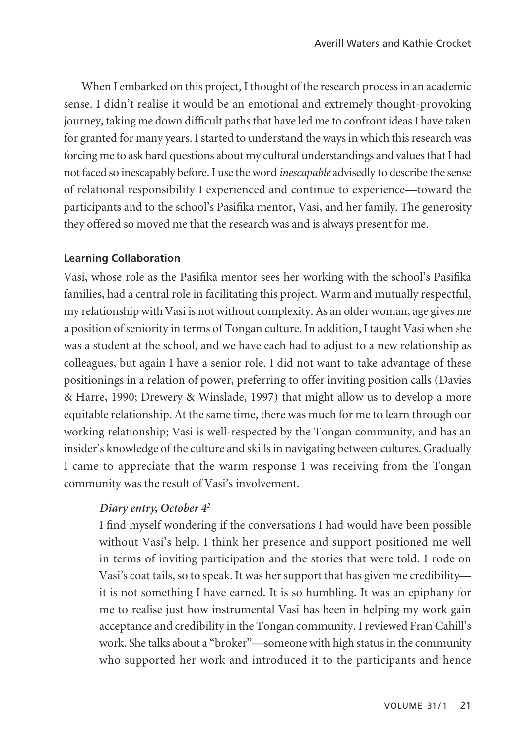When I embarked on this project, I thought of the research process in an academic sense. I didn't realise it would be an emotional and extremely thought-provoking journey, taking me down difficult paths that have led me to confront ideas I have taken for granted for many years. I started to understand the ways in which this research was forcing me to ask hard questions about my cultural understandings and values that I had not faced so inescapably before. I use the word *inescapable* advisedly to describe the sense of relational responsibility I experienced and continue to experience—toward the participants and to the school's Pasifika mentor, Vasi, and her family. The generosity they offered so moved me that the research was and is always present for me.

#### **Learning Collaboration**

Vasi, whose role as the Pasifika mentor sees her working with the school's Pasifika families, had a central role in facilitating this project. Warm and mutually respectful, my relationship with Vasi is not without complexity. As an older woman, age gives me a position of seniority in terms of Tongan culture. In addition, I taught Vasi when she was a student at the school, and we have each had to adjust to a new relationship as colleagues, but again I have a senior role. I did not want to take advantage of these positionings in a relation of power, preferring to offer inviting position calls (Davies & Harre, 1990; Drewery & Winslade, 1997) that might allow us to develop a more equitable relationship. At the same time, there was much for me to learn through our working relationship; Vasi is well-respected by the Tongan community, and has an insider's knowledge of the culture and skills in navigating between cultures. Gradually I came to appreciate that the warm response I was receiving from the Tongan community was the result of Vasi's involvement.

> ***Diary entry, October 4*[2]**
>
> I find myself wondering if the conversations I had would have been possible without Vasi's help. I think her presence and support positioned me well in terms of inviting participation and the stories that were told. I rode on Vasi's coat tails, so to speak. It was her support that has given me credibility—it is not something I have earned. It is so humbling. It was an epiphany for me to realise just how instrumental Vasi has been in helping my work gain acceptance and credibility in the Tongan community. I reviewed Fran Cahill's work. She talks about a "broker"—someone with high status in the community who supported her work and introduced it to the participants and hence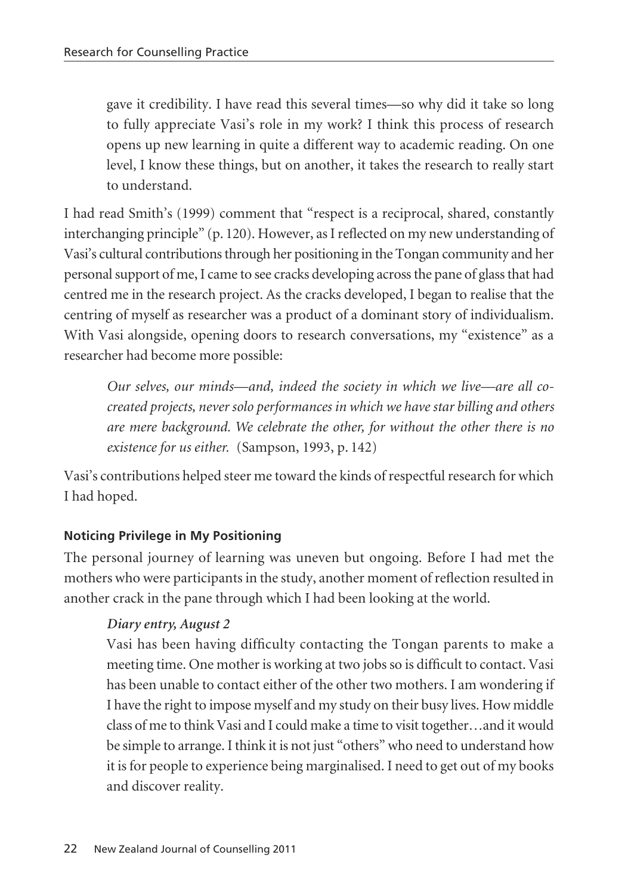> gave it credibility. I have read this several times—so why did it take so long to fully appreciate Vasi's role in my work? I think this process of research opens up new learning in quite a different way to academic reading. On one level, I know these things, but on another, it takes the research to really start to understand.

I had read Smith's (1999) comment that "respect is a reciprocal, shared, constantly interchanging principle" (p. 120). However, as I reflected on my new understanding of Vasi's cultural contributions through her positioning in the Tongan community and her personal support of me, I came to see cracks developing across the pane of glass that had centred me in the research project. As the cracks developed, I began to realise that the centring of myself as researcher was a product of a dominant story of individualism. With Vasi alongside, opening doors to research conversations, my "existence" as a researcher had become more possible:

> *Our selves, our minds—and, indeed the society in which we live—are all co-created projects, never solo performances in which we have star billing and others are mere background. We celebrate the other, for without the other there is no existence for us either.* (Sampson, 1993, p. 142)

Vasi's contributions helped steer me toward the kinds of respectful research for which I had hoped.

**Noticing Privilege in My Positioning**

The personal journey of learning was uneven but ongoing. Before I had met the mothers who were participants in the study, another moment of reflection resulted in another crack in the pane through which I had been looking at the world.

> ***Diary entry, August 2***
>
> Vasi has been having difficulty contacting the Tongan parents to make a meeting time. One mother is working at two jobs so is difficult to contact. Vasi has been unable to contact either of the other two mothers. I am wondering if I have the right to impose myself and my study on their busy lives. How middle class of me to think Vasi and I could make a time to visit together…and it would be simple to arrange. I think it is not just "others" who need to understand how it is for people to experience being marginalised. I need to get out of my books and discover reality.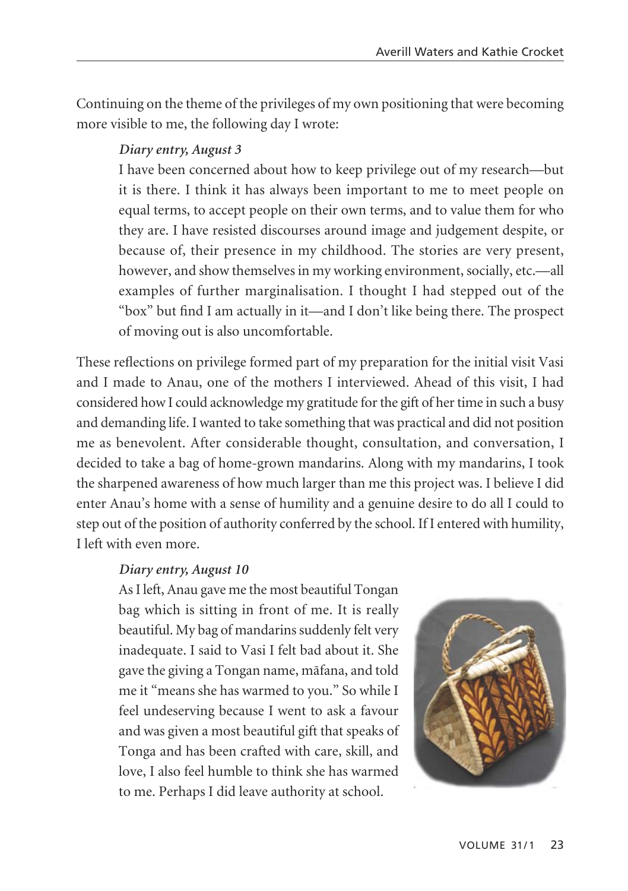Continuing on the theme of the privileges of my own positioning that were becoming more visible to me, the following day I wrote:

> ***Diary entry, August 3***
>
> I have been concerned about how to keep privilege out of my research—but it is there. I think it has always been important to me to meet people on equal terms, to accept people on their own terms, and to value them for who they are. I have resisted discourses around image and judgement despite, or because of, their presence in my childhood. The stories are very present, however, and show themselves in my working environment, socially, etc.—all examples of further marginalisation. I thought I had stepped out of the "box" but find I am actually in it—and I don't like being there. The prospect of moving out is also uncomfortable.

These reflections on privilege formed part of my preparation for the initial visit Vasi and I made to Anau, one of the mothers I interviewed. Ahead of this visit, I had considered how I could acknowledge my gratitude for the gift of her time in such a busy and demanding life. I wanted to take something that was practical and did not position me as benevolent. After considerable thought, consultation, and conversation, I decided to take a bag of home-grown mandarins. Along with my mandarins, I took the sharpened awareness of how much larger than me this project was. I believe I did enter Anau's home with a sense of humility and a genuine desire to do all I could to step out of the position of authority conferred by the school. If I entered with humility, I left with even more.

> ***Diary entry, August 10***
>
> As I left, Anau gave me the most beautiful Tongan bag which is sitting in front of me. It is really beautiful. My bag of mandarins suddenly felt very inadequate. I said to Vasi I felt bad about it. She gave the giving a Tongan name, māfana, and told me it "means she has warmed to you." So while I feel undeserving because I went to ask a favour and was given a most beautiful gift that speaks of Tonga and has been crafted with care, skill, and love, I also feel humble to think she has warmed to me. Perhaps I did leave authority at school.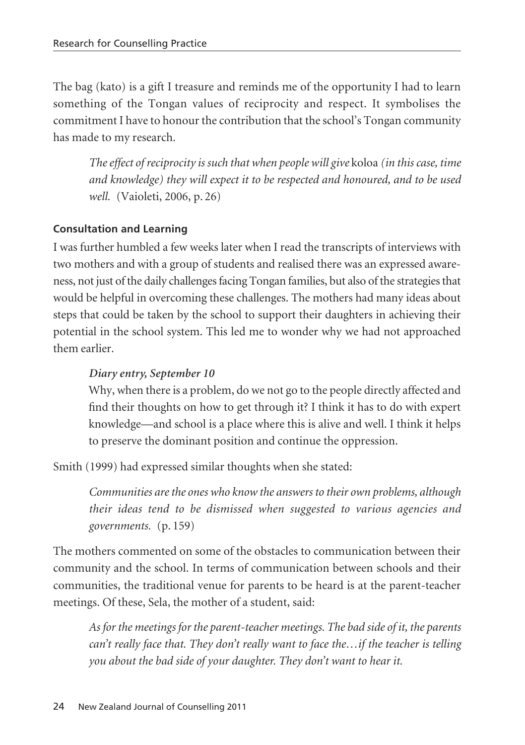The bag (kato) is a gift I treasure and reminds me of the opportunity I had to learn something of the Tongan values of reciprocity and respect. It symbolises the commitment I have to honour the contribution that the school's Tongan community has made to my research.

> *The effect of reciprocity is such that when people will give* koloa *(in this case, time and knowledge) they will expect it to be respected and honoured, and to be used well.* (Vaioleti, 2006, p. 26)

### Consultation and Learning

I was further humbled a few weeks later when I read the transcripts of interviews with two mothers and with a group of students and realised there was an expressed awareness, not just of the daily challenges facing Tongan families, but also of the strategies that would be helpful in overcoming these challenges. The mothers had many ideas about steps that could be taken by the school to support their daughters in achieving their potential in the school system. This led me to wonder why we had not approached them earlier.

> ***Diary entry, September 10***
>
> Why, when there is a problem, do we not go to the people directly affected and find their thoughts on how to get through it? I think it has to do with expert knowledge—and school is a place where this is alive and well. I think it helps to preserve the dominant position and continue the oppression.

Smith (1999) had expressed similar thoughts when she stated:

> *Communities are the ones who know the answers to their own problems, although their ideas tend to be dismissed when suggested to various agencies and governments.* (p. 159)

The mothers commented on some of the obstacles to communication between their community and the school. In terms of communication between schools and their communities, the traditional venue for parents to be heard is at the parent-teacher meetings. Of these, Sela, the mother of a student, said:

> *As for the meetings for the parent-teacher meetings. The bad side of it, the parents can't really face that. They don't really want to face the…if the teacher is telling you about the bad side of your daughter. They don't want to hear it.*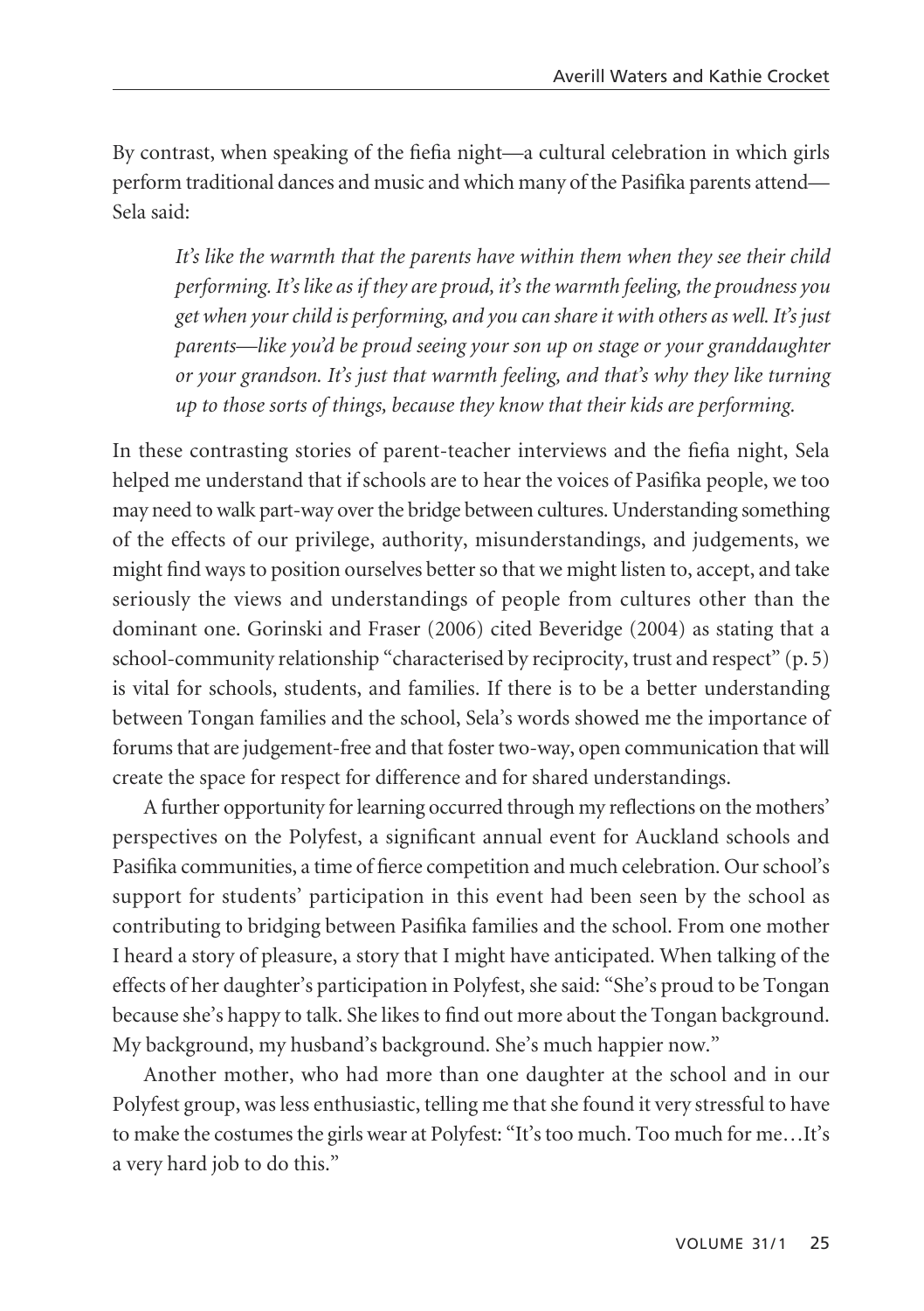By contrast, when speaking of the fiefia night—a cultural celebration in which girls perform traditional dances and music and which many of the Pasifika parents attend—Sela said:

> *It's like the warmth that the parents have within them when they see their child performing. It's like as if they are proud, it's the warmth feeling, the proudness you get when your child is performing, and you can share it with others as well. It's just parents—like you'd be proud seeing your son up on stage or your granddaughter or your grandson. It's just that warmth feeling, and that's why they like turning up to those sorts of things, because they know that their kids are performing.*

In these contrasting stories of parent-teacher interviews and the fiefia night, Sela helped me understand that if schools are to hear the voices of Pasifika people, we too may need to walk part-way over the bridge between cultures. Understanding something of the effects of our privilege, authority, misunderstandings, and judgements, we might find ways to position ourselves better so that we might listen to, accept, and take seriously the views and understandings of people from cultures other than the dominant one. Gorinski and Fraser (2006) cited Beveridge (2004) as stating that a school-community relationship "characterised by reciprocity, trust and respect" (p. 5) is vital for schools, students, and families. If there is to be a better understanding between Tongan families and the school, Sela's words showed me the importance of forums that are judgement-free and that foster two-way, open communication that will create the space for respect for difference and for shared understandings.

A further opportunity for learning occurred through my reflections on the mothers' perspectives on the Polyfest, a significant annual event for Auckland schools and Pasifika communities, a time of fierce competition and much celebration. Our school's support for students' participation in this event had been seen by the school as contributing to bridging between Pasifika families and the school. From one mother I heard a story of pleasure, a story that I might have anticipated. When talking of the effects of her daughter's participation in Polyfest, she said: "She's proud to be Tongan because she's happy to talk. She likes to find out more about the Tongan background. My background, my husband's background. She's much happier now."

Another mother, who had more than one daughter at the school and in our Polyfest group, was less enthusiastic, telling me that she found it very stressful to have to make the costumes the girls wear at Polyfest: "It's too much. Too much for me…It's a very hard job to do this."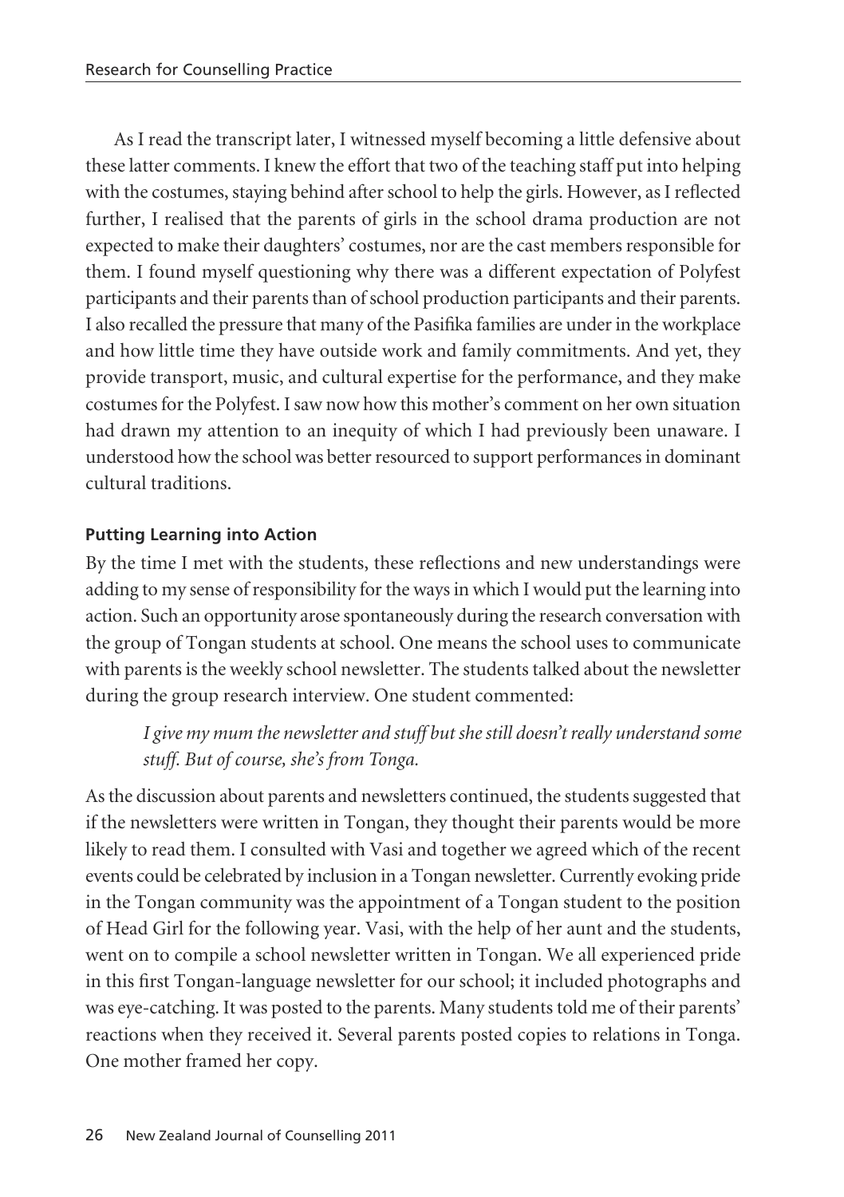As I read the transcript later, I witnessed myself becoming a little defensive about these latter comments. I knew the effort that two of the teaching staff put into helping with the costumes, staying behind after school to help the girls. However, as I reflected further, I realised that the parents of girls in the school drama production are not expected to make their daughters' costumes, nor are the cast members responsible for them. I found myself questioning why there was a different expectation of Polyfest participants and their parents than of school production participants and their parents. I also recalled the pressure that many of the Pasifika families are under in the workplace and how little time they have outside work and family commitments. And yet, they provide transport, music, and cultural expertise for the performance, and they make costumes for the Polyfest. I saw now how this mother's comment on her own situation had drawn my attention to an inequity of which I had previously been unaware. I understood how the school was better resourced to support performances in dominant cultural traditions.

**Putting Learning into Action**

By the time I met with the students, these reflections and new understandings were adding to my sense of responsibility for the ways in which I would put the learning into action. Such an opportunity arose spontaneously during the research conversation with the group of Tongan students at school. One means the school uses to communicate with parents is the weekly school newsletter. The students talked about the newsletter during the group research interview. One student commented:

> *I give my mum the newsletter and stuff but she still doesn't really understand some stuff. But of course, she's from Tonga.*

As the discussion about parents and newsletters continued, the students suggested that if the newsletters were written in Tongan, they thought their parents would be more likely to read them. I consulted with Vasi and together we agreed which of the recent events could be celebrated by inclusion in a Tongan newsletter. Currently evoking pride in the Tongan community was the appointment of a Tongan student to the position of Head Girl for the following year. Vasi, with the help of her aunt and the students, went on to compile a school newsletter written in Tongan. We all experienced pride in this first Tongan-language newsletter for our school; it included photographs and was eye-catching. It was posted to the parents. Many students told me of their parents' reactions when they received it. Several parents posted copies to relations in Tonga. One mother framed her copy.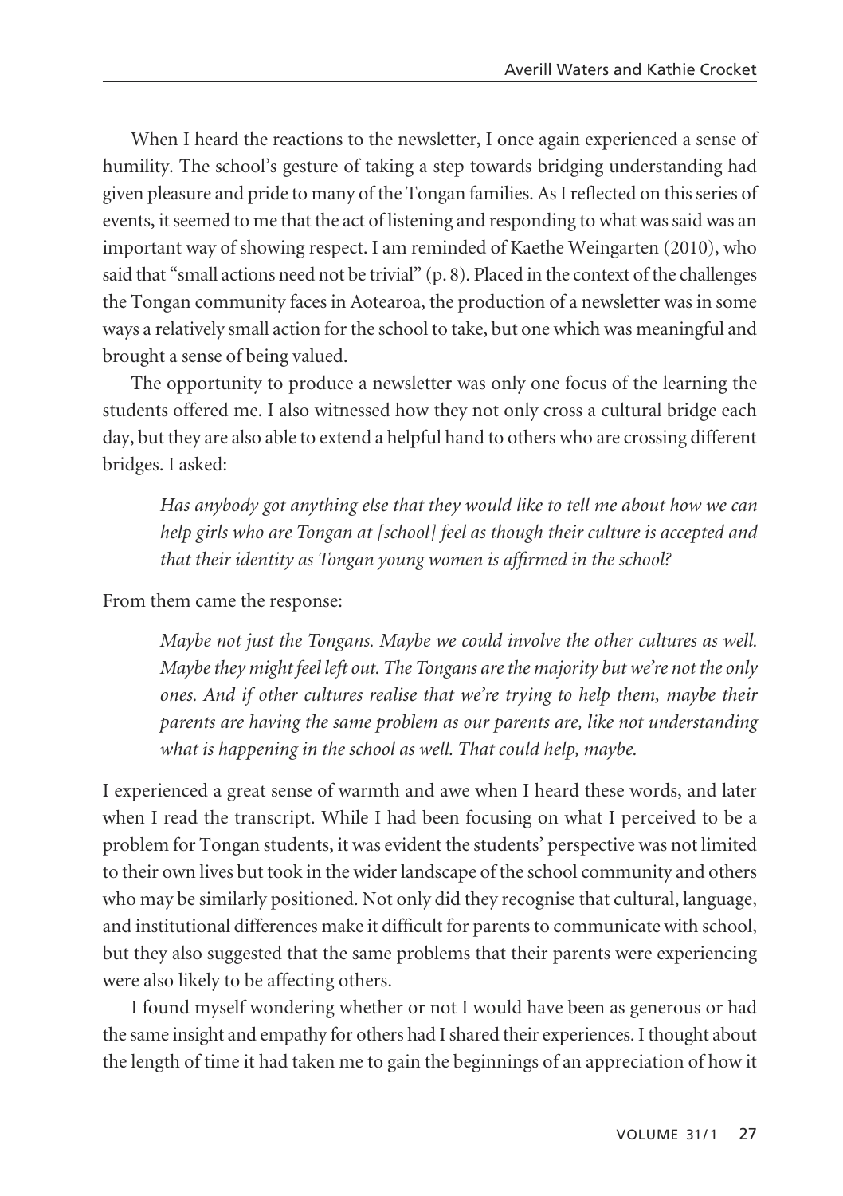When I heard the reactions to the newsletter, I once again experienced a sense of humility. The school's gesture of taking a step towards bridging understanding had given pleasure and pride to many of the Tongan families. As I reflected on this series of events, it seemed to me that the act of listening and responding to what was said was an important way of showing respect. I am reminded of Kaethe Weingarten (2010), who said that "small actions need not be trivial" (p. 8). Placed in the context of the challenges the Tongan community faces in Aotearoa, the production of a newsletter was in some ways a relatively small action for the school to take, but one which was meaningful and brought a sense of being valued.

The opportunity to produce a newsletter was only one focus of the learning the students offered me. I also witnessed how they not only cross a cultural bridge each day, but they are also able to extend a helpful hand to others who are crossing different bridges. I asked:

> *Has anybody got anything else that they would like to tell me about how we can help girls who are Tongan at [school] feel as though their culture is accepted and that their identity as Tongan young women is affirmed in the school?*

From them came the response:

> *Maybe not just the Tongans. Maybe we could involve the other cultures as well. Maybe they might feel left out. The Tongans are the majority but we're not the only ones. And if other cultures realise that we're trying to help them, maybe their parents are having the same problem as our parents are, like not understanding what is happening in the school as well. That could help, maybe.*

I experienced a great sense of warmth and awe when I heard these words, and later when I read the transcript. While I had been focusing on what I perceived to be a problem for Tongan students, it was evident the students' perspective was not limited to their own lives but took in the wider landscape of the school community and others who may be similarly positioned. Not only did they recognise that cultural, language, and institutional differences make it difficult for parents to communicate with school, but they also suggested that the same problems that their parents were experiencing were also likely to be affecting others.

I found myself wondering whether or not I would have been as generous or had the same insight and empathy for others had I shared their experiences. I thought about the length of time it had taken me to gain the beginnings of an appreciation of how it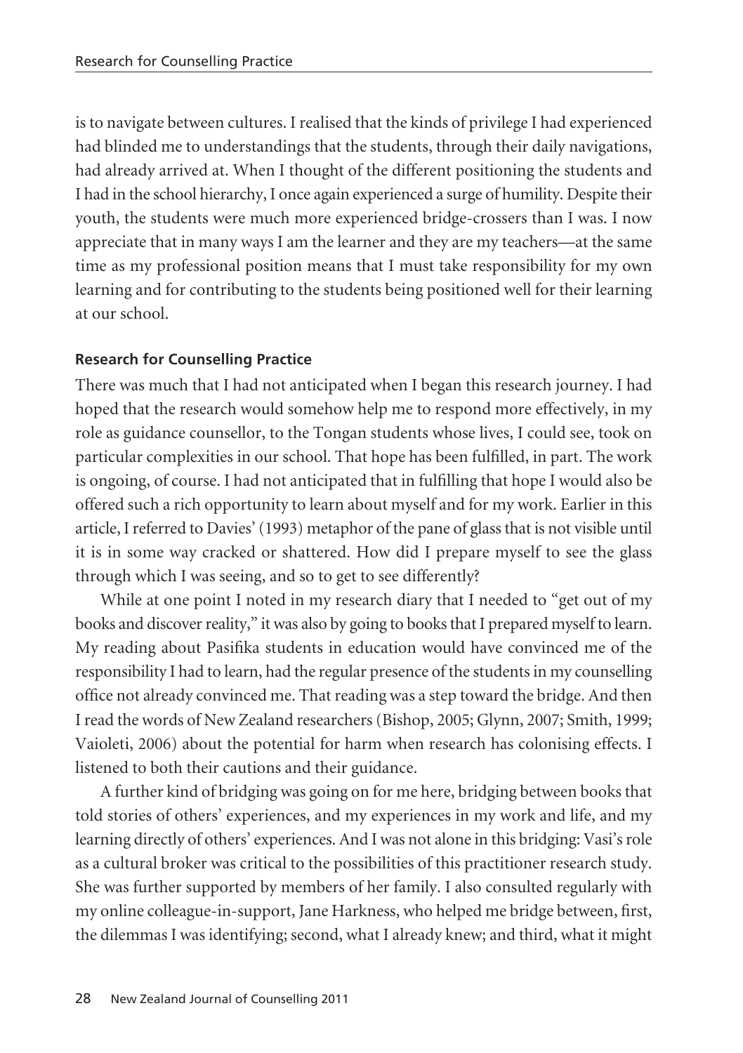is to navigate between cultures. I realised that the kinds of privilege I had experienced had blinded me to understandings that the students, through their daily navigations, had already arrived at. When I thought of the different positioning the students and I had in the school hierarchy, I once again experienced a surge of humility. Despite their youth, the students were much more experienced bridge-crossers than I was. I now appreciate that in many ways I am the learner and they are my teachers—at the same time as my professional position means that I must take responsibility for my own learning and for contributing to the students being positioned well for their learning at our school.

**Research for Counselling Practice**

There was much that I had not anticipated when I began this research journey. I had hoped that the research would somehow help me to respond more effectively, in my role as guidance counsellor, to the Tongan students whose lives, I could see, took on particular complexities in our school. That hope has been fulfilled, in part. The work is ongoing, of course. I had not anticipated that in fulfilling that hope I would also be offered such a rich opportunity to learn about myself and for my work. Earlier in this article, I referred to Davies' (1993) metaphor of the pane of glass that is not visible until it is in some way cracked or shattered. How did I prepare myself to see the glass through which I was seeing, and so to get to see differently?

While at one point I noted in my research diary that I needed to "get out of my books and discover reality," it was also by going to books that I prepared myself to learn. My reading about Pasifika students in education would have convinced me of the responsibility I had to learn, had the regular presence of the students in my counselling office not already convinced me. That reading was a step toward the bridge. And then I read the words of New Zealand researchers (Bishop, 2005; Glynn, 2007; Smith, 1999; Vaioleti, 2006) about the potential for harm when research has colonising effects. I listened to both their cautions and their guidance.

A further kind of bridging was going on for me here, bridging between books that told stories of others' experiences, and my experiences in my work and life, and my learning directly of others' experiences. And I was not alone in this bridging: Vasi's role as a cultural broker was critical to the possibilities of this practitioner research study. She was further supported by members of her family. I also consulted regularly with my online colleague-in-support, Jane Harkness, who helped me bridge between, first, the dilemmas I was identifying; second, what I already knew; and third, what it might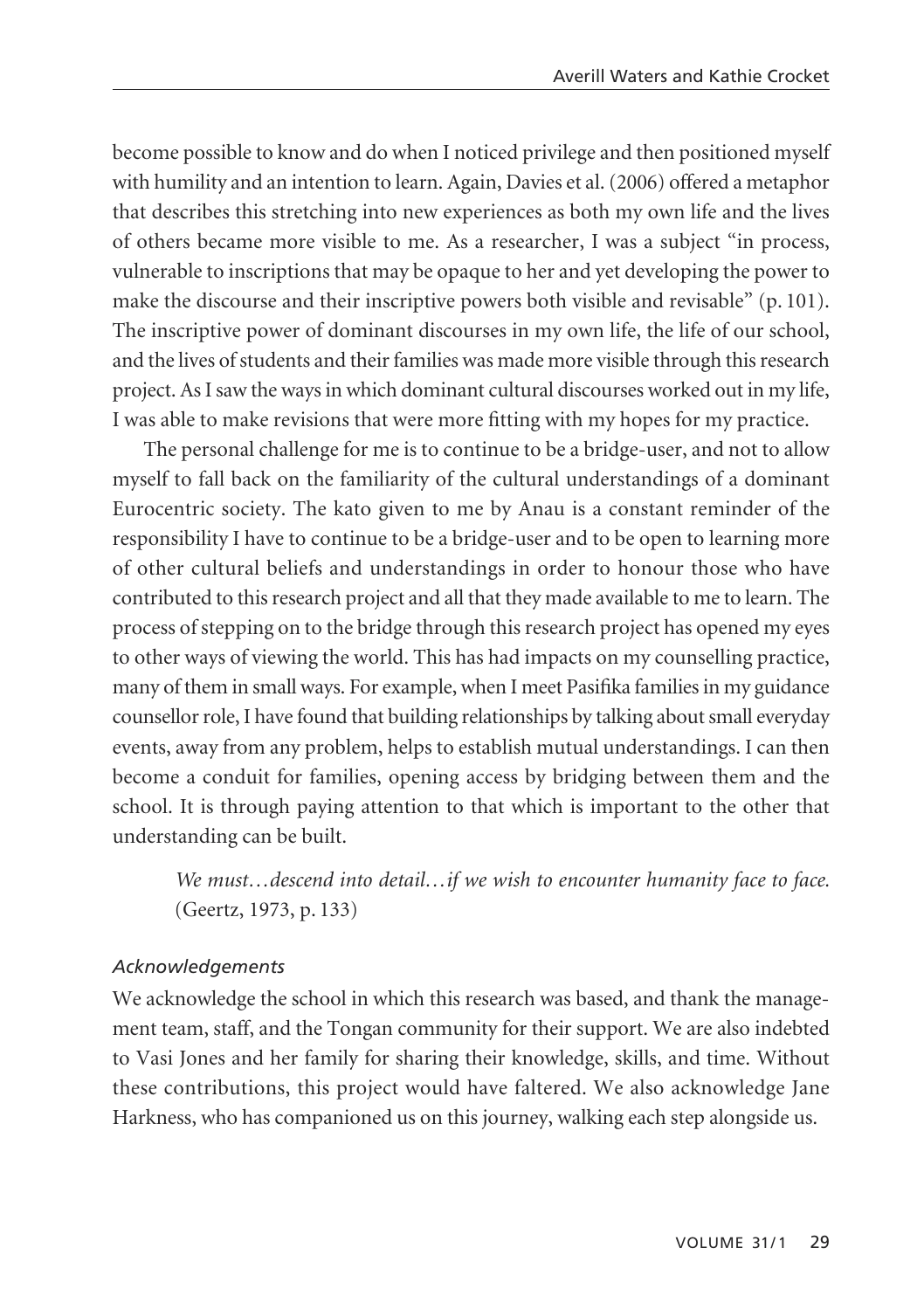become possible to know and do when I noticed privilege and then positioned myself with humility and an intention to learn. Again, Davies et al. (2006) offered a metaphor that describes this stretching into new experiences as both my own life and the lives of others became more visible to me. As a researcher, I was a subject "in process, vulnerable to inscriptions that may be opaque to her and yet developing the power to make the discourse and their inscriptive powers both visible and revisable" (p. 101). The inscriptive power of dominant discourses in my own life, the life of our school, and the lives of students and their families was made more visible through this research project. As I saw the ways in which dominant cultural discourses worked out in my life, I was able to make revisions that were more fitting with my hopes for my practice.

The personal challenge for me is to continue to be a bridge-user, and not to allow myself to fall back on the familiarity of the cultural understandings of a dominant Eurocentric society. The kato given to me by Anau is a constant reminder of the responsibility I have to continue to be a bridge-user and to be open to learning more of other cultural beliefs and understandings in order to honour those who have contributed to this research project and all that they made available to me to learn. The process of stepping on to the bridge through this research project has opened my eyes to other ways of viewing the world. This has had impacts on my counselling practice, many of them in small ways. For example, when I meet Pasifika families in my guidance counsellor role, I have found that building relationships by talking about small everyday events, away from any problem, helps to establish mutual understandings. I can then become a conduit for families, opening access by bridging between them and the school. It is through paying attention to that which is important to the other that understanding can be built.

> *We must…descend into detail…if we wish to encounter humanity face to face.* (Geertz, 1973, p. 133)

*Acknowledgements*

We acknowledge the school in which this research was based, and thank the management team, staff, and the Tongan community for their support. We are also indebted to Vasi Jones and her family for sharing their knowledge, skills, and time. Without these contributions, this project would have faltered. We also acknowledge Jane Harkness, who has companioned us on this journey, walking each step alongside us.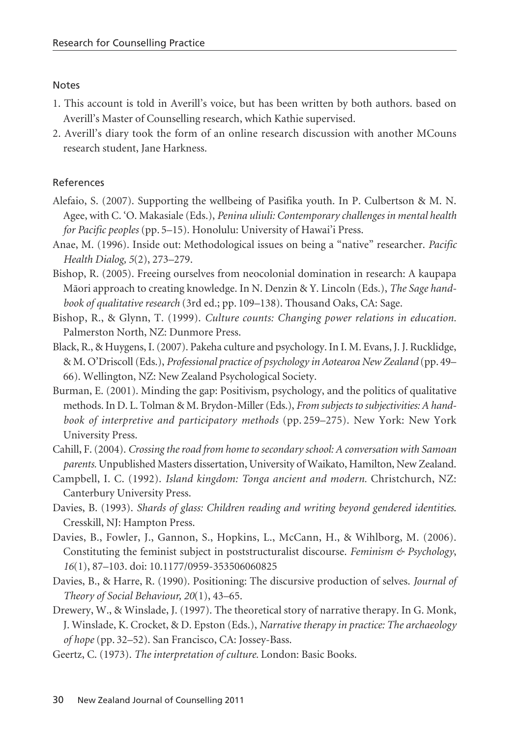## Notes

1. This account is told in Averill's voice, but has been written by both authors. based on Averill's Master of Counselling research, which Kathie supervised.
2. Averill's diary took the form of an online research discussion with another MCouns research student, Jane Harkness.

## References

Alefaio, S. (2007). Supporting the wellbeing of Pasifika youth. In P. Culbertson & M. N. Agee, with C. 'O. Makasiale (Eds.), *Penina uliuli: Contemporary challenges in mental health for Pacific peoples* (pp. 5–15). Honolulu: University of Hawai'i Press.

Anae, M. (1996). Inside out: Methodological issues on being a "native" researcher. *Pacific Health Dialog, 5*(2), 273–279.

Bishop, R. (2005). Freeing ourselves from neocolonial domination in research: A kaupapa Māori approach to creating knowledge. In N. Denzin & Y. Lincoln (Eds.), *The Sage handbook of qualitative research* (3rd ed.; pp. 109–138). Thousand Oaks, CA: Sage.

Bishop, R., & Glynn, T. (1999). *Culture counts: Changing power relations in education.* Palmerston North, NZ: Dunmore Press.

Black, R., & Huygens, I. (2007). Pakeha culture and psychology. In I. M. Evans, J. J. Rucklidge, & M. O'Driscoll (Eds.), *Professional practice of psychology in Aotearoa New Zealand* (pp. 49–66). Wellington, NZ: New Zealand Psychological Society.

Burman, E. (2001). Minding the gap: Positivism, psychology, and the politics of qualitative methods. In D. L. Tolman & M. Brydon-Miller (Eds.), *From subjects to subjectivities: A handbook of interpretive and participatory methods* (pp. 259–275). New York: New York University Press.

Cahill, F. (2004). *Crossing the road from home to secondary school: A conversation with Samoan parents.* Unpublished Masters dissertation, University of Waikato, Hamilton, New Zealand.

Campbell, I. C. (1992). *Island kingdom: Tonga ancient and modern.* Christchurch, NZ: Canterbury University Press.

Davies, B. (1993). *Shards of glass: Children reading and writing beyond gendered identities.* Cresskill, NJ: Hampton Press.

Davies, B., Fowler, J., Gannon, S., Hopkins, L., McCann, H., & Wihlborg, M. (2006). Constituting the feminist subject in poststructuralist discourse. *Feminism & Psychology, 16*(1), 87–103. doi: 10.1177/0959-353506060825

Davies, B., & Harre, R. (1990). Positioning: The discursive production of selves. *Journal of Theory of Social Behaviour, 20*(1), 43–65.

Drewery, W., & Winslade, J. (1997). The theoretical story of narrative therapy. In G. Monk, J. Winslade, K. Crocket, & D. Epston (Eds.), *Narrative therapy in practice: The archaeology of hope* (pp. 32–52). San Francisco, CA: Jossey-Bass.

Geertz, C. (1973). *The interpretation of culture.* London: Basic Books.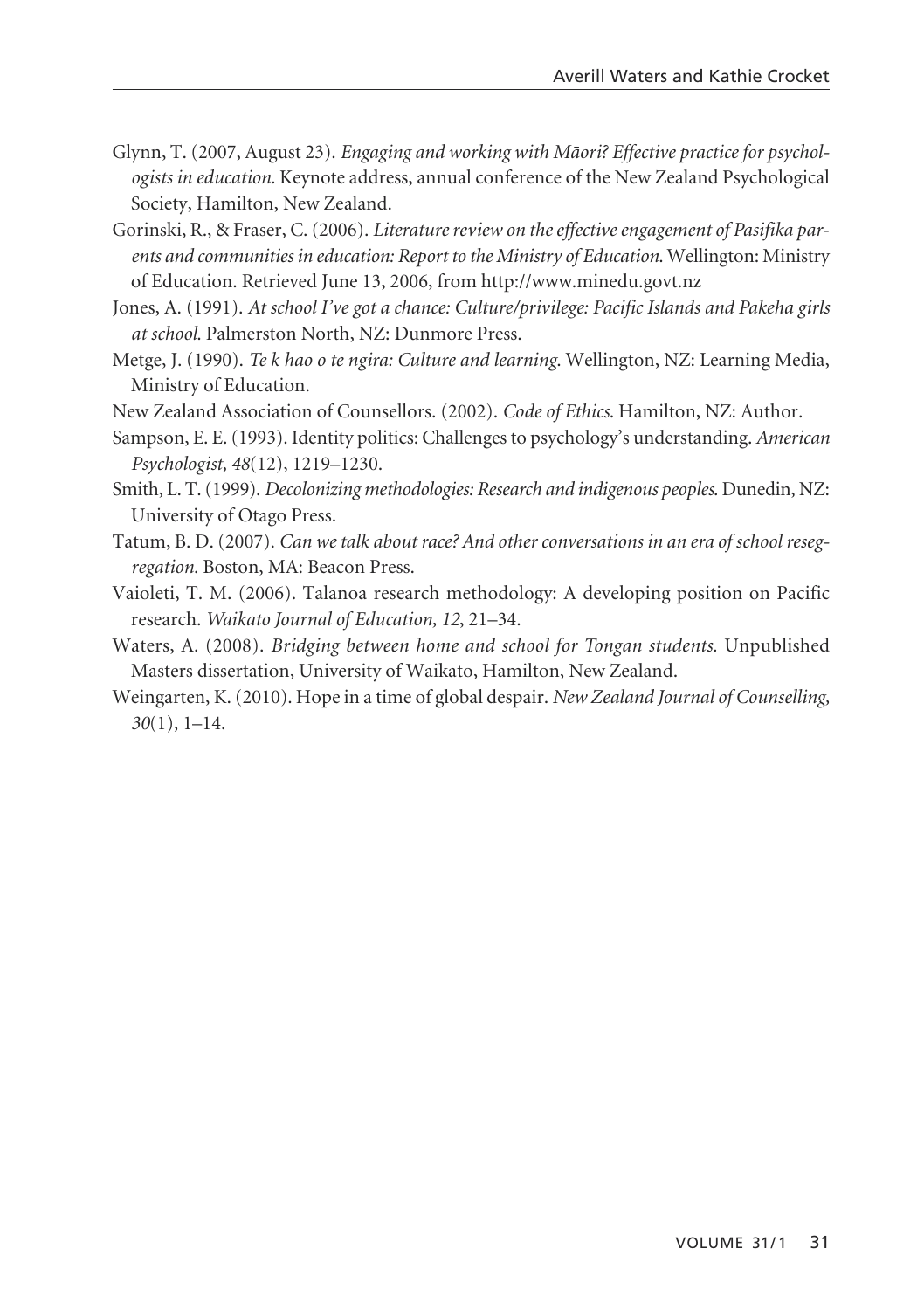Glynn, T. (2007, August 23). *Engaging and working with Māori? Effective practice for psychologists in education.* Keynote address, annual conference of the New Zealand Psychological Society, Hamilton, New Zealand.

Gorinski, R., & Fraser, C. (2006). *Literature review on the effective engagement of Pasifika parents and communities in education: Report to the Ministry of Education.* Wellington: Ministry of Education. Retrieved June 13, 2006, from http://www.minedu.govt.nz

Jones, A. (1991). *At school I've got a chance: Culture/privilege: Pacific Islands and Pakeha girls at school.* Palmerston North, NZ: Dunmore Press.

Metge, J. (1990). *Te k hao o te ngira: Culture and learning.* Wellington, NZ: Learning Media, Ministry of Education.

New Zealand Association of Counsellors. (2002). *Code of Ethics.* Hamilton, NZ: Author.

Sampson, E. E. (1993). Identity politics: Challenges to psychology's understanding. *American Psychologist, 48*(12), 1219–1230.

Smith, L. T. (1999). *Decolonizing methodologies: Research and indigenous peoples.* Dunedin, NZ: University of Otago Press.

Tatum, B. D. (2007). *Can we talk about race? And other conversations in an era of school resegregation.* Boston, MA: Beacon Press.

Vaioleti, T. M. (2006). Talanoa research methodology: A developing position on Pacific research. *Waikato Journal of Education, 12*, 21–34.

Waters, A. (2008). *Bridging between home and school for Tongan students.* Unpublished Masters dissertation, University of Waikato, Hamilton, New Zealand.

Weingarten, K. (2010). Hope in a time of global despair. *New Zealand Journal of Counselling, 30*(1), 1–14.